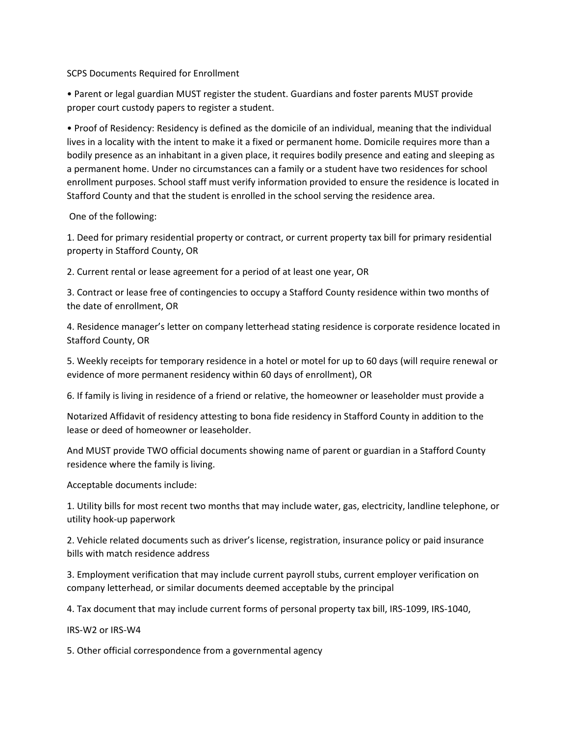SCPS Documents Required for Enrollment

- Parent or legal guardian MUST register the student. Guardians and foster parents MUST provide proper court custody papers to register a student.
- Proof of Residency: Residency is defined as the domicile of an individual, meaning that the individual lives in a locality with the intent to make it a fixed or permanent home. Domicile requires more than a bodily presence as an inhabitant in a given place, it requires bodily presence and eating and sleeping as a permanent home. Under no circumstances can a family or a student have two residences for school enrollment purposes. School staff must verify information provided to ensure the residence is located in Stafford County and that the student is enrolled in the school serving the residence area.

One of the following:

1. Deed for primary residential property or contract, or current property tax bill for primary residential property in Stafford County, OR
2. Current rental or lease agreement for a period of at least one year, OR
3. Contract or lease free of contingencies to occupy a Stafford County residence within two months of the date of enrollment, OR
4. Residence manager's letter on company letterhead stating residence is corporate residence located in Stafford County, OR
5. Weekly receipts for temporary residence in a hotel or motel for up to 60 days (will require renewal or evidence of more permanent residency within 60 days of enrollment), OR
6. If family is living in residence of a friend or relative, the homeowner or leaseholder must provide a

Notarized Affidavit of residency attesting to bona fide residency in Stafford County in addition to the lease or deed of homeowner or leaseholder.

And MUST provide TWO official documents showing name of parent or guardian in a Stafford County residence where the family is living.

Acceptable documents include:

1. Utility bills for most recent two months that may include water, gas, electricity, landline telephone, or utility hook-up paperwork
2. Vehicle related documents such as driver's license, registration, insurance policy or paid insurance bills with match residence address
3. Employment verification that may include current payroll stubs, current employer verification on company letterhead, or similar documents deemed acceptable by the principal
4. Tax document that may include current forms of personal property tax bill, IRS-1099, IRS-1040,

IRS-W2 or IRS-W4

5. Other official correspondence from a governmental agency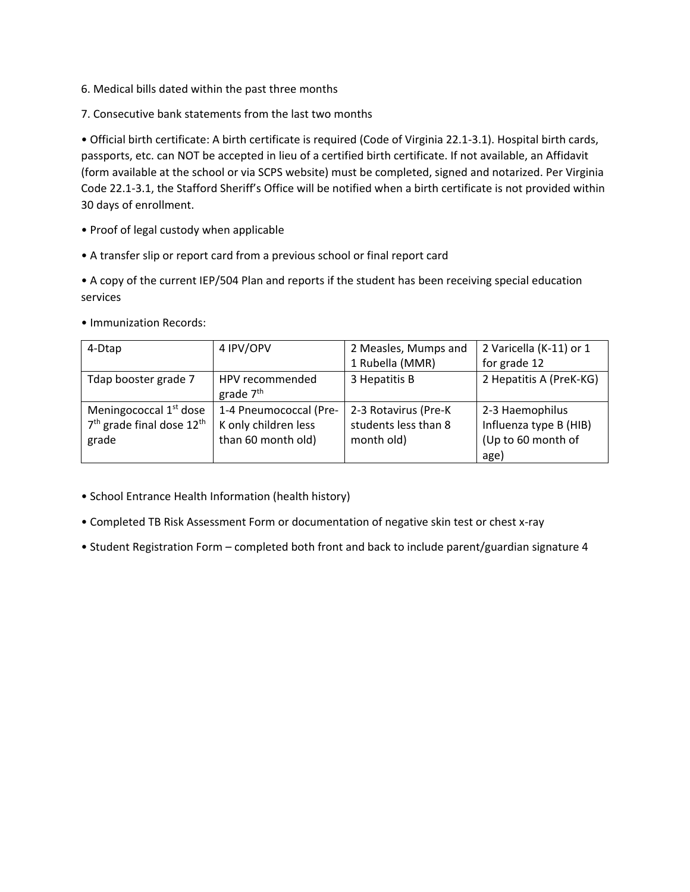6. Medical bills dated within the past three months

7. Consecutive bank statements from the last two months

- Official birth certificate: A birth certificate is required (Code of Virginia 22.1-3.1). Hospital birth cards, passports, etc. can NOT be accepted in lieu of a certified birth certificate. If not available, an Affidavit (form available at the school or via SCPS website) must be completed, signed and notarized. Per Virginia Code 22.1-3.1, the Stafford Sheriff's Office will be notified when a birth certificate is not provided within 30 days of enrollment.

- Proof of legal custody when applicable

- A transfer slip or report card from a previous school or final report card

- A copy of the current IEP/504 Plan and reports if the student has been receiving special education services

- Immunization Records:

| | | | |
|---|---|---|---|
| 4-Dtap | 4 IPV/OPV | 2 Measles, Mumps and 1 Rubella (MMR) | 2 Varicella (K-11) or 1 for grade 12 |
| Tdap booster grade 7 | HPV recommended grade 7th | 3 Hepatitis B | 2 Hepatitis A (PreK-KG) |
| Meningococcal 1st dose 7th grade final dose 12th grade | 1-4 Pneumococcal (Pre-K only children less than 60 month old) | 2-3 Rotavirus (Pre-K students less than 8 month old) | 2-3 Haemophilus Influenza type B (HIB) (Up to 60 month of age) |

- School Entrance Health Information (health history)

- Completed TB Risk Assessment Form or documentation of negative skin test or chest x-ray

- Student Registration Form – completed both front and back to include parent/guardian signature 4